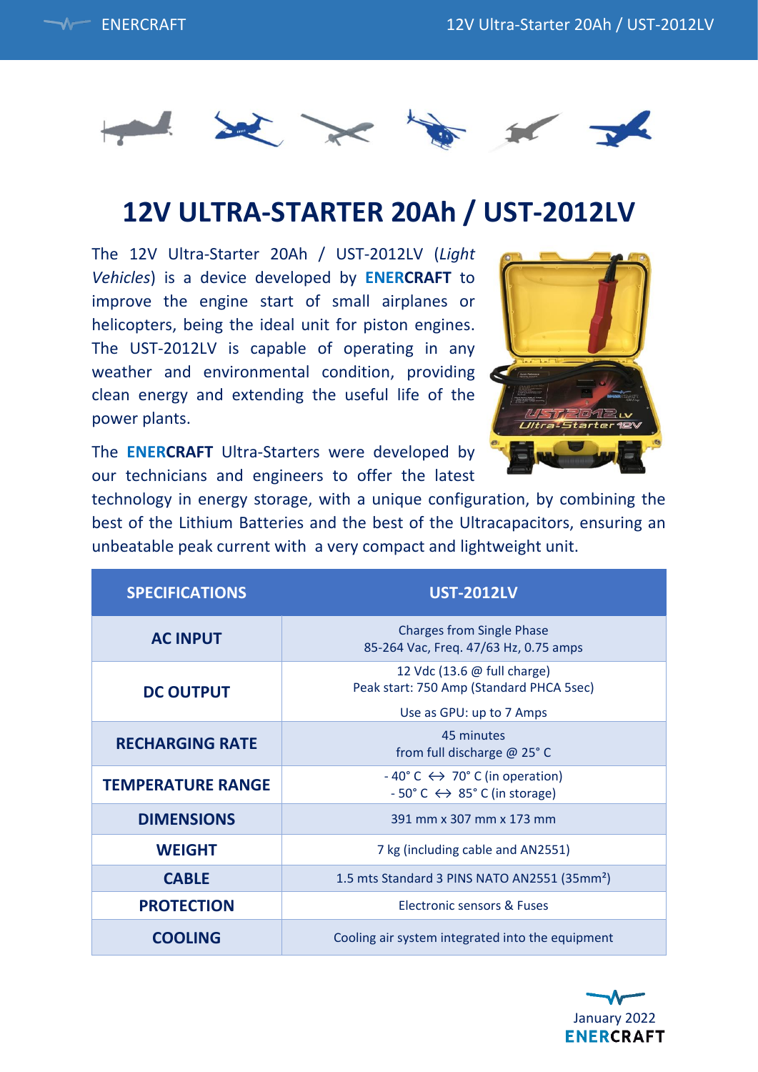# 12V ULTRA-STARTER 20Ah / UST-2012LV

The 12V Ultra-Starter 20Ah / UST-2012LV (*Light Vehicles*) is a device developed by **ENERCRAFT** to improve the engine start of small airplanes or helicopters, being the ideal unit for piston engines. The UST-2012LV is capable of operating in any weather and environmental condition, providing clean energy and extending the useful life of the power plants.

The **ENERCRAFT** Ultra-Starters were developed by our technicians and engineers to offer the latest technology in energy storage, with a unique configuration, by combining the best of the Lithium Batteries and the best of the Ultracapacitors, ensuring an unbeatable peak current with a very compact and lightweight unit.

| SPECIFICATIONS | UST-2012LV |
|---|---|
| **AC INPUT** | Charges from Single Phase<br>85-264 Vac, Freq. 47/63 Hz, 0.75 amps |
| **DC OUTPUT** | 12 Vdc (13.6 @ full charge)<br>Peak start: 750 Amp (Standard PHCA 5sec)<br>Use as GPU: up to 7 Amps |
| **RECHARGING RATE** | 45 minutes<br>from full discharge @ 25° C |
| **TEMPERATURE RANGE** | - 40° C ↔ 70° C (in operation)<br>- 50° C ↔ 85° C (in storage) |
| **DIMENSIONS** | 391 mm x 307 mm x 173 mm |
| **WEIGHT** | 7 kg (including cable and AN2551) |
| **CABLE** | 1.5 mts Standard 3 PINS NATO AN2551 (35mm²) |
| **PROTECTION** | Electronic sensors & Fuses |
| **COOLING** | Cooling air system integrated into the equipment |

January 2022
**ENERCRAFT**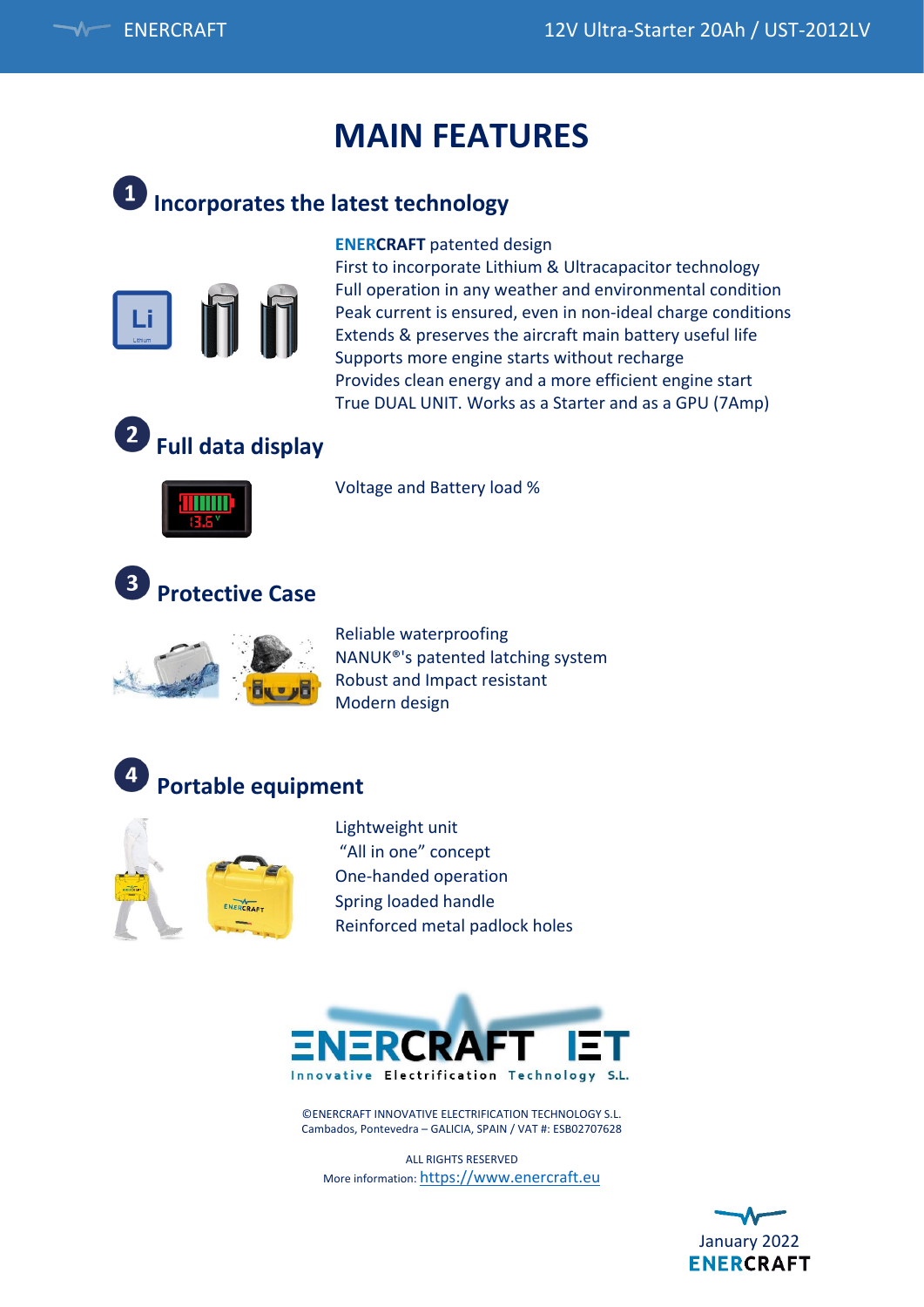# MAIN FEATURES

## 1 Incorporates the latest technology

**ENERCRAFT** patented design
First to incorporate Lithium & Ultracapacitor technology
Full operation in any weather and environmental condition
Peak current is ensured, even in non-ideal charge conditions
Extends & preserves the aircraft main battery useful life
Supports more engine starts without recharge
Provides clean energy and a more efficient engine start
True DUAL UNIT. Works as a Starter and as a GPU (7Amp)

## 2 Full data display

Voltage and Battery load %

## 3 Protective Case

Reliable waterproofing
NANUK®'s patented latching system
Robust and Impact resistant
Modern design

## 4 Portable equipment

Lightweight unit
"All in one" concept
One-handed operation
Spring loaded handle
Reinforced metal padlock holes

ENERCRAFT IET
Innovative Electrification Technology S.L.

©ENERCRAFT INNOVATIVE ELECTRIFICATION TECHNOLOGY S.L.
Cambados, Pontevedra – GALICIA, SPAIN / VAT #: ESB02707628

ALL RIGHTS RESERVED
More information: https://www.enercraft.eu

January 2022
ENERCRAFT